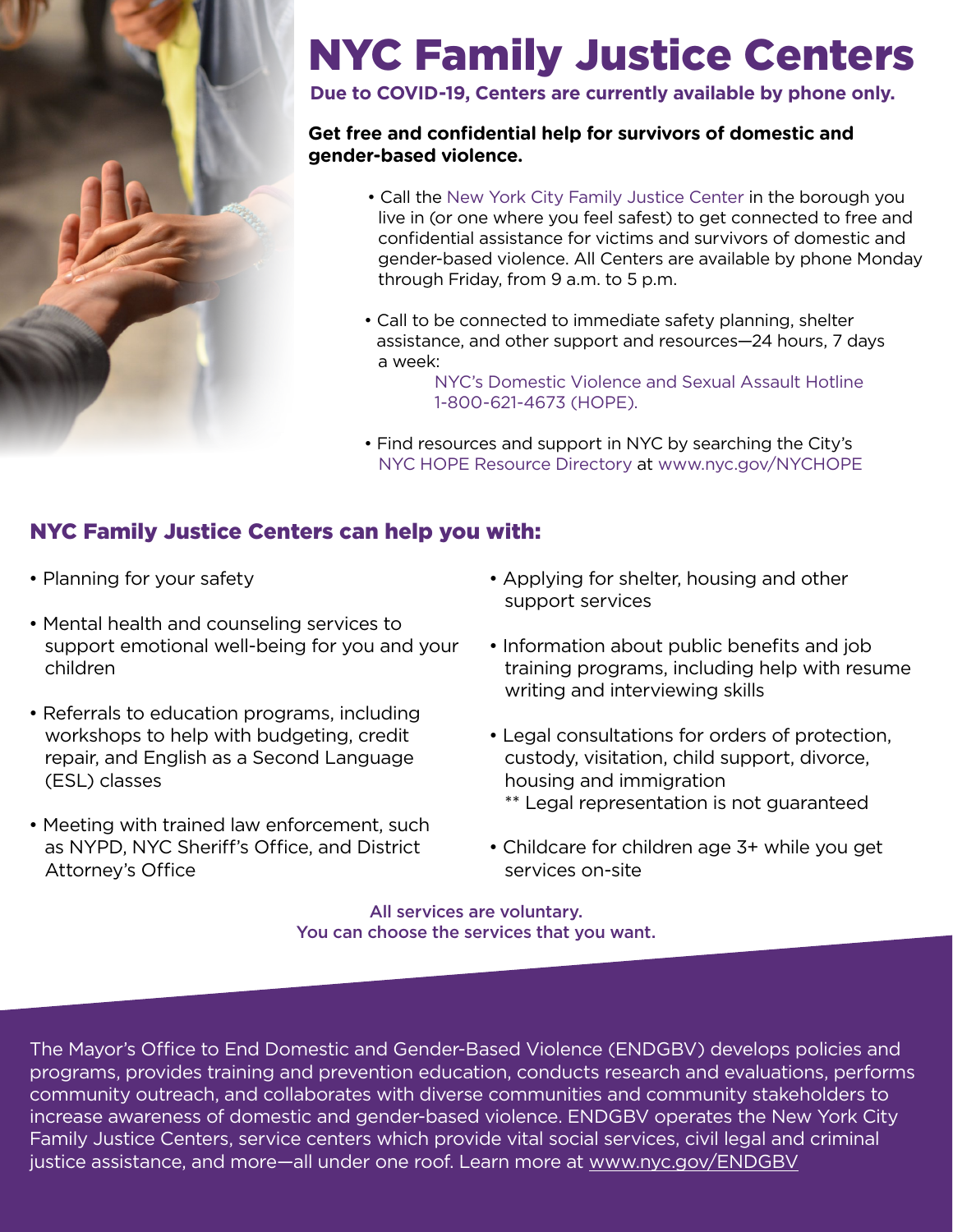# NYC Family Justice Centers

**Due to COVID-19, Centers are currently available by phone only.**

**Get free and confidential help for survivors of domestic and gender-based violence.**

- Call the New York City Family Justice Center in the borough you live in (or one where you feel safest) to get connected to free and confidential assistance for victims and survivors of domestic and gender-based violence. All Centers are available by phone Monday through Friday, from 9 a.m. to 5 p.m.
- Call to be connected to immediate safety planning, shelter assistance, and other support and resources—24 hours, 7 days a week:
  NYC's Domestic Violence and Sexual Assault Hotline
  1-800-621-4673 (HOPE).
- Find resources and support in NYC by searching the City's NYC HOPE Resource Directory at www.nyc.gov/NYCHOPE

## NYC Family Justice Centers can help you with:

- Planning for your safety
- Mental health and counseling services to support emotional well-being for you and your children
- Referrals to education programs, including workshops to help with budgeting, credit repair, and English as a Second Language (ESL) classes
- Meeting with trained law enforcement, such as NYPD, NYC Sheriff's Office, and District Attorney's Office
- Applying for shelter, housing and other support services
- Information about public benefits and job training programs, including help with resume writing and interviewing skills
- Legal consultations for orders of protection, custody, visitation, child support, divorce, housing and immigration
  ** Legal representation is not guaranteed
- Childcare for children age 3+ while you get services on-site

All services are voluntary.
You can choose the services that you want.

The Mayor's Office to End Domestic and Gender-Based Violence (ENDGBV) develops policies and programs, provides training and prevention education, conducts research and evaluations, performs community outreach, and collaborates with diverse communities and community stakeholders to increase awareness of domestic and gender-based violence. ENDGBV operates the New York City Family Justice Centers, service centers which provide vital social services, civil legal and criminal justice assistance, and more—all under one roof. Learn more at www.nyc.gov/ENDGBV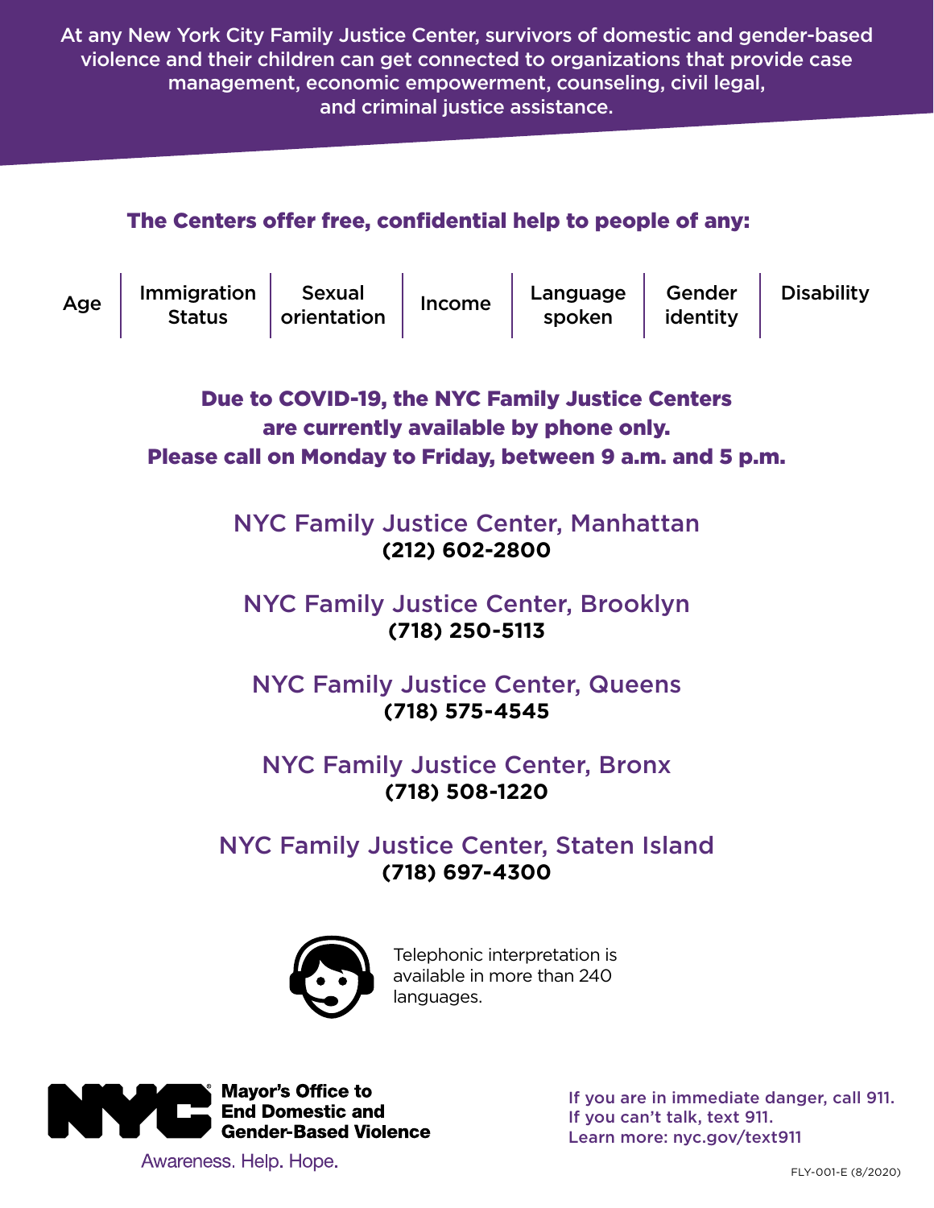At any New York City Family Justice Center, survivors of domestic and gender-based violence and their children can get connected to organizations that provide case management, economic empowerment, counseling, civil legal, and criminal justice assistance.

## The Centers offer free, confidential help to people of any:

| Age | Immigration Status | Sexual orientation | Income | Language spoken | Gender identity | Disability |
|---|---|---|---|---|---|---|

**Due to COVID-19, the NYC Family Justice Centers are currently available by phone only. Please call on Monday to Friday, between 9 a.m. and 5 p.m.**

NYC Family Justice Center, Manhattan
**(212) 602-2800**

NYC Family Justice Center, Brooklyn
**(718) 250-5113**

NYC Family Justice Center, Queens
**(718) 575-4545**

NYC Family Justice Center, Bronx
**(718) 508-1220**

NYC Family Justice Center, Staten Island
**(718) 697-4300**

Telephonic interpretation is available in more than 240 languages.

**NYC Mayor's Office to End Domestic and Gender-Based Violence**

Awareness. Help. Hope.

If you are in immediate danger, call 911.
If you can't talk, text 911.
Learn more: nyc.gov/text911

FLY-001-E (8/2020)